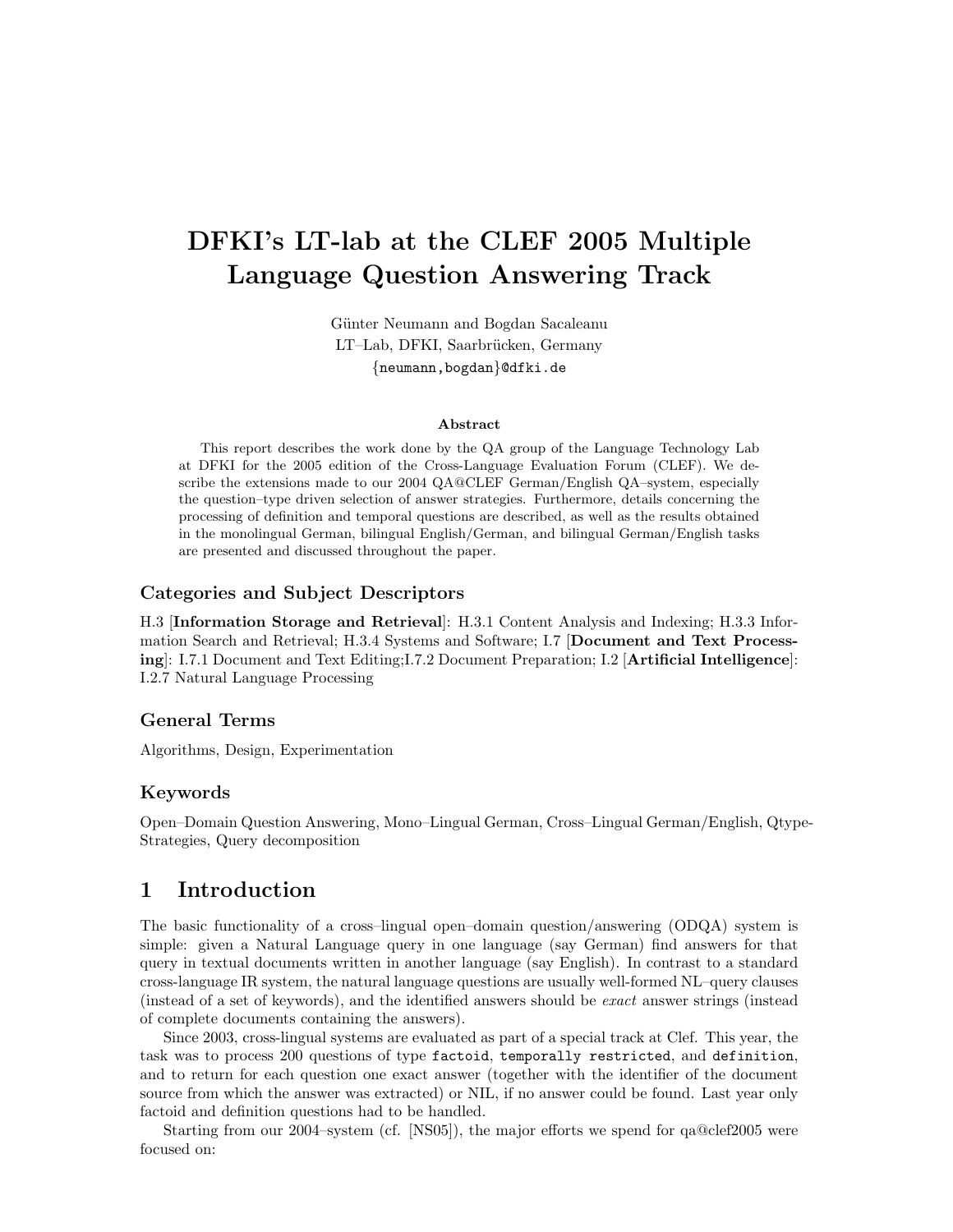# DFKI's LT-lab at the CLEF 2005 Multiple Language Question Answering Track

Günter Neumann and Bogdan Sacaleanu
LT–Lab, DFKI, Saarbrücken, Germany
{neumann,bogdan}@dfki.de

**Abstract**

This report describes the work done by the QA group of the Language Technology Lab at DFKI for the 2005 edition of the Cross-Language Evaluation Forum (CLEF). We describe the extensions made to our 2004 QA@CLEF German/English QA–system, especially the question–type driven selection of answer strategies. Furthermore, details concerning the processing of definition and temporal questions are described, as well as the results obtained in the monolingual German, bilingual English/German, and bilingual German/English tasks are presented and discussed throughout the paper.

### Categories and Subject Descriptors

H.3 [**Information Storage and Retrieval**]: H.3.1 Content Analysis and Indexing; H.3.3 Information Search and Retrieval; H.3.4 Systems and Software; I.7 [**Document and Text Processing**]: I.7.1 Document and Text Editing;I.7.2 Document Preparation; I.2 [**Artificial Intelligence**]: I.2.7 Natural Language Processing

### General Terms

Algorithms, Design, Experimentation

### Keywords

Open–Domain Question Answering, Mono–Lingual German, Cross–Lingual German/English, Qtype-Strategies, Query decomposition

## 1 Introduction

The basic functionality of a cross–lingual open–domain question/answering (ODQA) system is simple: given a Natural Language query in one language (say German) find answers for that query in textual documents written in another language (say English). In contrast to a standard cross-language IR system, the natural language questions are usually well-formed NL–query clauses (instead of a set of keywords), and the identified answers should be *exact* answer strings (instead of complete documents containing the answers).

Since 2003, cross-lingual systems are evaluated as part of a special track at Clef. This year, the task was to process 200 questions of type `factoid`, `temporally restricted`, and `definition`, and to return for each question one exact answer (together with the identifier of the document source from which the answer was extracted) or NIL, if no answer could be found. Last year only factoid and definition questions had to be handled.

Starting from our 2004–system (cf. [NS05]), the major efforts we spend for qa@clef2005 were focused on: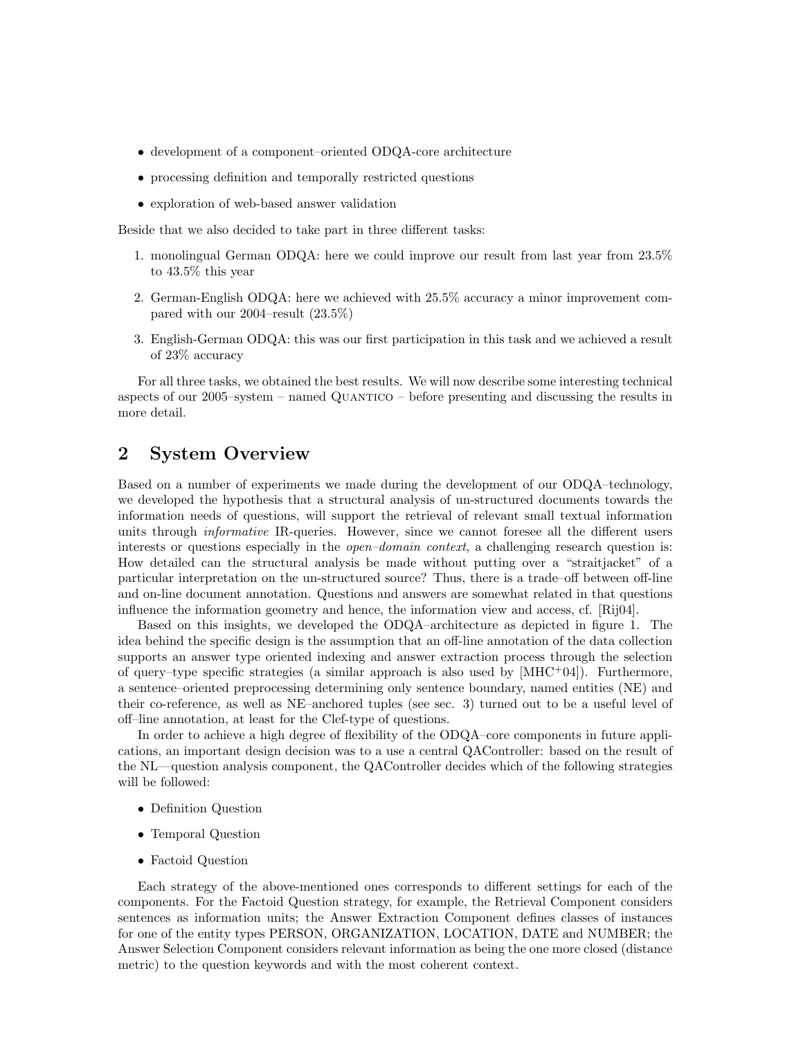- development of a component–oriented ODQA-core architecture
- processing definition and temporally restricted questions
- exploration of web-based answer validation

Beside that we also decided to take part in three different tasks:

1. monolingual German ODQA: here we could improve our result from last year from 23.5% to 43.5% this year
2. German-English ODQA: here we achieved with 25.5% accuracy a minor improvement compared with our 2004–result (23.5%)
3. English-German ODQA: this was our first participation in this task and we achieved a result of 23% accuracy

For all three tasks, we obtained the best results. We will now describe some interesting technical aspects of our 2005–system – named Quantico – before presenting and discussing the results in more detail.

## 2 System Overview

Based on a number of experiments we made during the development of our ODQA–technology, we developed the hypothesis that a structural analysis of un-structured documents towards the information needs of questions, will support the retrieval of relevant small textual information units through *informative* IR-queries. However, since we cannot foresee all the different users interests or questions especially in the *open–domain context*, a challenging research question is: How detailed can the structural analysis be made without putting over a "straitjacket" of a particular interpretation on the un-structured source? Thus, there is a trade–off between off-line and on-line document annotation. Questions and answers are somewhat related in that questions influence the information geometry and hence, the information view and access, cf. [Rij04].

Based on this insights, we developed the ODQA–architecture as depicted in figure 1. The idea behind the specific design is the assumption that an off-line annotation of the data collection supports an answer type oriented indexing and answer extraction process through the selection of query–type specific strategies (a similar approach is also used by [MHC+04]). Furthermore, a sentence–oriented preprocessing determining only sentence boundary, named entities (NE) and their co-reference, as well as NE–anchored tuples (see sec. 3) turned out to be a useful level of off–line annotation, at least for the Clef-type of questions.

In order to achieve a high degree of flexibility of the ODQA–core components in future applications, an important design decision was to a use a central QAController: based on the result of the NL—question analysis component, the QAController decides which of the following strategies will be followed:

- Definition Question
- Temporal Question
- Factoid Question

Each strategy of the above-mentioned ones corresponds to different settings for each of the components. For the Factoid Question strategy, for example, the Retrieval Component considers sentences as information units; the Answer Extraction Component defines classes of instances for one of the entity types PERSON, ORGANIZATION, LOCATION, DATE and NUMBER; the Answer Selection Component considers relevant information as being the one more closed (distance metric) to the question keywords and with the most coherent context.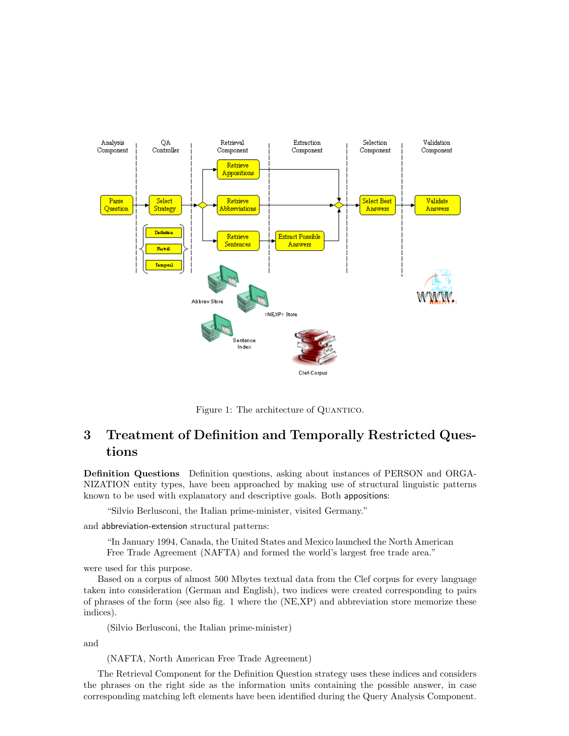Figure 1: The architecture of QUANTICO.

## 3 Treatment of Definition and Temporally Restricted Questions

**Definition Questions** Definition questions, asking about instances of PERSON and ORGANIZATION entity types, have been approached by making use of structural linguistic patterns known to be used with explanatory and descriptive goals. Both appositions:

> "Silvio Berlusconi, the Italian prime-minister, visited Germany."

and abbreviation-extension structural patterns:

> "In January 1994, Canada, the United States and Mexico launched the North American Free Trade Agreement (NAFTA) and formed the world's largest free trade area."

were used for this purpose.

Based on a corpus of almost 500 Mbytes textual data from the Clef corpus for every language taken into consideration (German and English), two indices were created corresponding to pairs of phrases of the form (see also fig. 1 where the (NE,XP) and abbreviation store memorize these indices).

> (Silvio Berlusconi, the Italian prime-minister)

and

> (NAFTA, North American Free Trade Agreement)

The Retrieval Component for the Definition Question strategy uses these indices and considers the phrases on the right side as the information units containing the possible answer, in case corresponding matching left elements have been identified during the Query Analysis Component.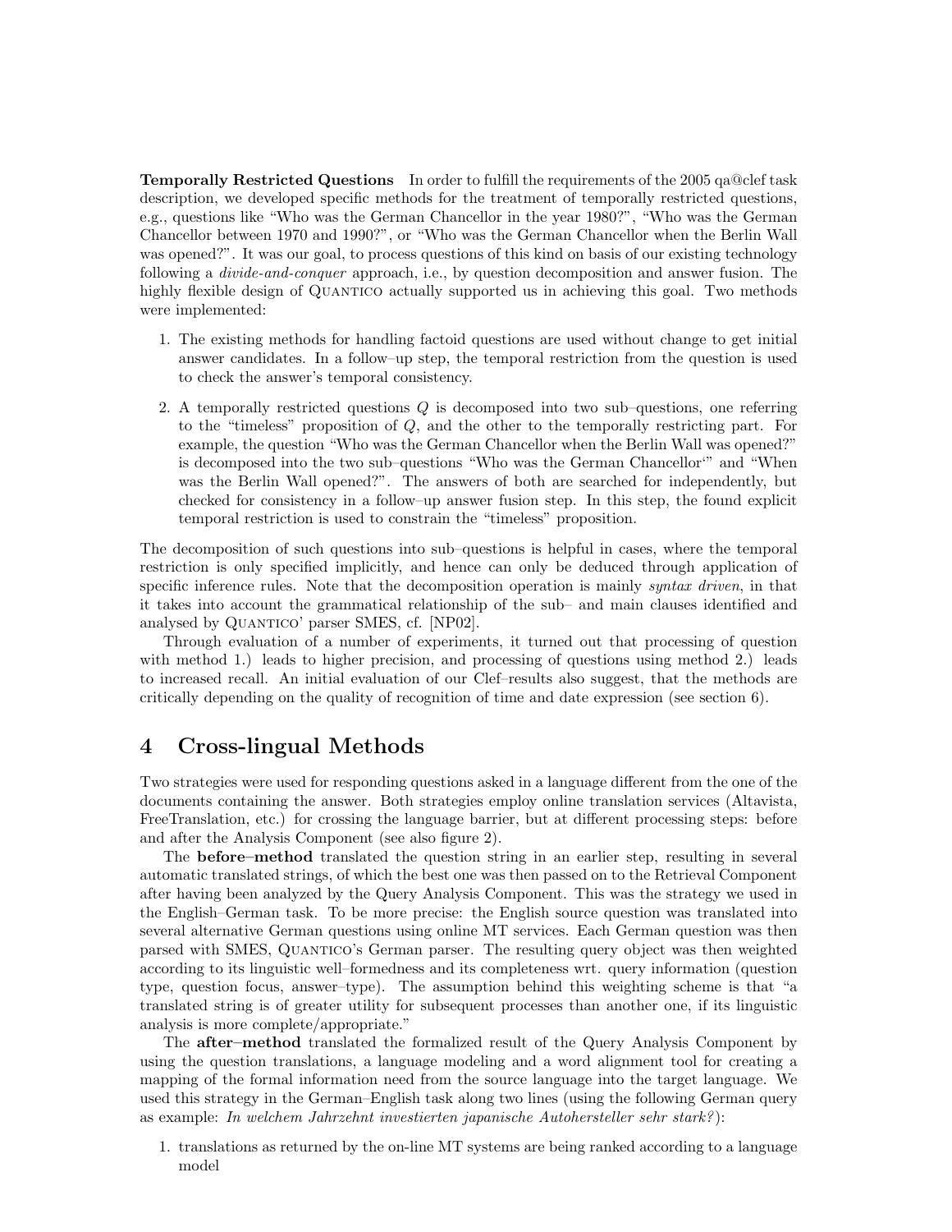**Temporally Restricted Questions** In order to fulfill the requirements of the 2005 qa@clef task description, we developed specific methods for the treatment of temporally restricted questions, e.g., questions like "Who was the German Chancellor in the year 1980?", "Who was the German Chancellor between 1970 and 1990?", or "Who was the German Chancellor when the Berlin Wall was opened?". It was our goal, to process questions of this kind on basis of our existing technology following a *divide-and-conquer* approach, i.e., by question decomposition and answer fusion. The highly flexible design of QUANTICO actually supported us in achieving this goal. Two methods were implemented:

1. The existing methods for handling factoid questions are used without change to get initial answer candidates. In a follow–up step, the temporal restriction from the question is used to check the answer's temporal consistency.

2. A temporally restricted questions $Q$ is decomposed into two sub–questions, one referring to the "timeless" proposition of $Q$, and the other to the temporally restricting part. For example, the question "Who was the German Chancellor when the Berlin Wall was opened?" is decomposed into the two sub–questions "Who was the German Chancellor'" and "When was the Berlin Wall opened?". The answers of both are searched for independently, but checked for consistency in a follow–up answer fusion step. In this step, the found explicit temporal restriction is used to constrain the "timeless" proposition.

The decomposition of such questions into sub–questions is helpful in cases, where the temporal restriction is only specified implicitly, and hence can only be deduced through application of specific inference rules. Note that the decomposition operation is mainly *syntax driven*, in that it takes into account the grammatical relationship of the sub– and main clauses identified and analysed by QUANTICO' parser SMES, cf. [NP02].

Through evaluation of a number of experiments, it turned out that processing of question with method 1.) leads to higher precision, and processing of questions using method 2.) leads to increased recall. An initial evaluation of our Clef–results also suggest, that the methods are critically depending on the quality of recognition of time and date expression (see section 6).

# 4 Cross-lingual Methods

Two strategies were used for responding questions asked in a language different from the one of the documents containing the answer. Both strategies employ online translation services (Altavista, FreeTranslation, etc.) for crossing the language barrier, but at different processing steps: before and after the Analysis Component (see also figure 2).

The **before–method** translated the question string in an earlier step, resulting in several automatic translated strings, of which the best one was then passed on to the Retrieval Component after having been analyzed by the Query Analysis Component. This was the strategy we used in the English–German task. To be more precise: the English source question was translated into several alternative German questions using online MT services. Each German question was then parsed with SMES, QUANTICO's German parser. The resulting query object was then weighted according to its linguistic well–formedness and its completeness wrt. query information (question type, question focus, answer–type). The assumption behind this weighting scheme is that "a translated string is of greater utility for subsequent processes than another one, if its linguistic analysis is more complete/appropriate."

The **after–method** translated the formalized result of the Query Analysis Component by using the question translations, a language modeling and a word alignment tool for creating a mapping of the formal information need from the source language into the target language. We used this strategy in the German–English task along two lines (using the following German query as example: *In welchem Jahrzehnt investierten japanische Autohersteller sehr stark?*):

1. translations as returned by the on-line MT systems are being ranked according to a language model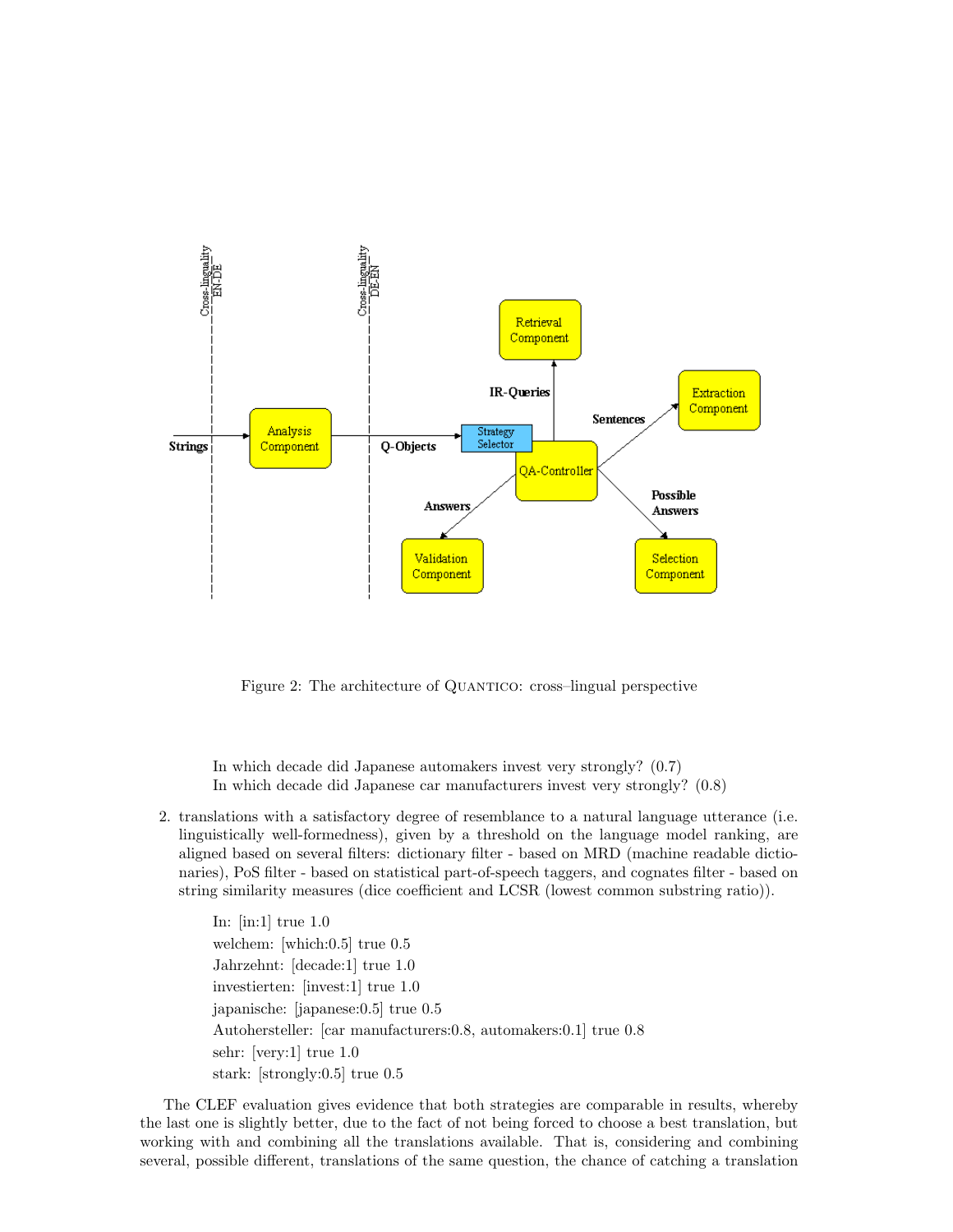Figure 2: The architecture of QUANTICO: cross–lingual perspective

In which decade did Japanese automakers invest very strongly? (0.7)
In which decade did Japanese car manufacturers invest very strongly? (0.8)

2. translations with a satisfactory degree of resemblance to a natural language utterance (i.e. linguistically well-formedness), given by a threshold on the language model ranking, are aligned based on several filters: dictionary filter - based on MRD (machine readable dictionaries), PoS filter - based on statistical part-of-speech taggers, and cognates filter - based on string similarity measures (dice coefficient and LCSR (lowest common substring ratio)).

   In: [in:1] true 1.0
   welchem: [which:0.5] true 0.5
   Jahrzehnt: [decade:1] true 1.0
   investierten: [invest:1] true 1.0
   japanische: [japanese:0.5] true 0.5
   Autohersteller: [car manufacturers:0.8, automakers:0.1] true 0.8
   sehr: [very:1] true 1.0
   stark: [strongly:0.5] true 0.5

The CLEF evaluation gives evidence that both strategies are comparable in results, whereby the last one is slightly better, due to the fact of not being forced to choose a best translation, but working with and combining all the translations available. That is, considering and combining several, possible different, translations of the same question, the chance of catching a translation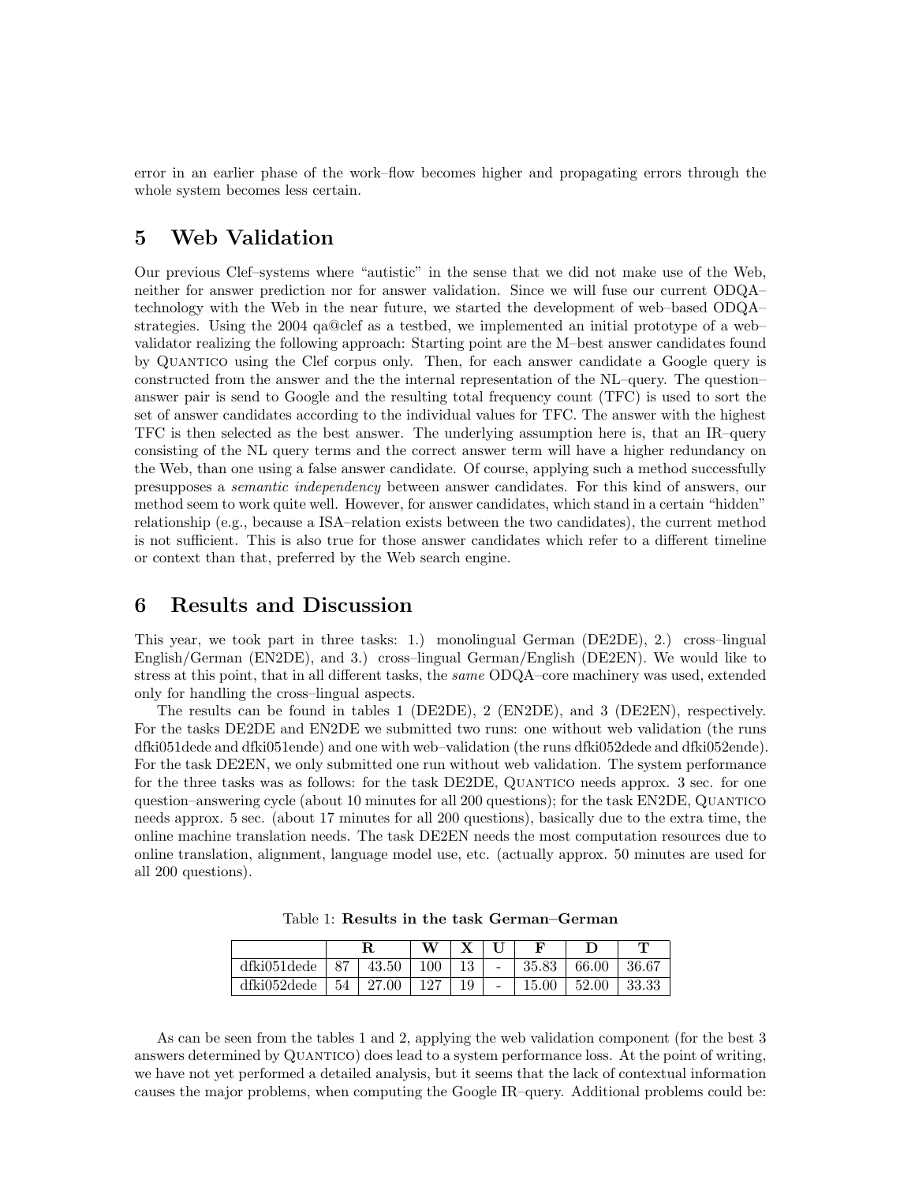error in an earlier phase of the work–flow becomes higher and propagating errors through the whole system becomes less certain.

## 5 Web Validation

Our previous Clef–systems where "autistic" in the sense that we did not make use of the Web, neither for answer prediction nor for answer validation. Since we will fuse our current ODQA–technology with the Web in the near future, we started the development of web–based ODQA–strategies. Using the 2004 qa@clef as a testbed, we implemented an initial prototype of a web–validator realizing the following approach: Starting point are the M–best answer candidates found by Quantico using the Clef corpus only. Then, for each answer candidate a Google query is constructed from the answer and the the internal representation of the NL–query. The question–answer pair is send to Google and the resulting total frequency count (TFC) is used to sort the set of answer candidates according to the individual values for TFC. The answer with the highest TFC is then selected as the best answer. The underlying assumption here is, that an IR–query consisting of the NL query terms and the correct answer term will have a higher redundancy on the Web, than one using a false answer candidate. Of course, applying such a method successfully presupposes a *semantic independency* between answer candidates. For this kind of answers, our method seem to work quite well. However, for answer candidates, which stand in a certain "hidden" relationship (e.g., because a ISA–relation exists between the two candidates), the current method is not sufficient. This is also true for those answer candidates which refer to a different timeline or context than that, preferred by the Web search engine.

## 6 Results and Discussion

This year, we took part in three tasks: 1.) monolingual German (DE2DE), 2.) cross–lingual English/German (EN2DE), and 3.) cross–lingual German/English (DE2EN). We would like to stress at this point, that in all different tasks, the *same* ODQA–core machinery was used, extended only for handling the cross–lingual aspects.

The results can be found in tables 1 (DE2DE), 2 (EN2DE), and 3 (DE2EN), respectively. For the tasks DE2DE and EN2DE we submitted two runs: one without web validation (the runs dfki051dede and dfki051ende) and one with web–validation (the runs dfki052dede and dfki052ende). For the task DE2EN, we only submitted one run without web validation. The system performance for the three tasks was as follows: for the task DE2DE, Quantico needs approx. 3 sec. for one question–answering cycle (about 10 minutes for all 200 questions); for the task EN2DE, Quantico needs approx. 5 sec. (about 17 minutes for all 200 questions), basically due to the extra time, the online machine translation needs. The task DE2EN needs the most computation resources due to online translation, alignment, language model use, etc. (actually approx. 50 minutes are used for all 200 questions).

Table 1: **Results in the task German–German**

| | **R** | | **W** | **X** | **U** | **F** | **D** | **T** |
|---|---|---|---|---|---|---|---|---|
| dfki051dede | 87 | 43.50 | 100 | 13 | - | 35.83 | 66.00 | 36.67 |
| dfki052dede | 54 | 27.00 | 127 | 19 | - | 15.00 | 52.00 | 33.33 |

As can be seen from the tables 1 and 2, applying the web validation component (for the best 3 answers determined by Quantico) does lead to a system performance loss. At the point of writing, we have not yet performed a detailed analysis, but it seems that the lack of contextual information causes the major problems, when computing the Google IR–query. Additional problems could be: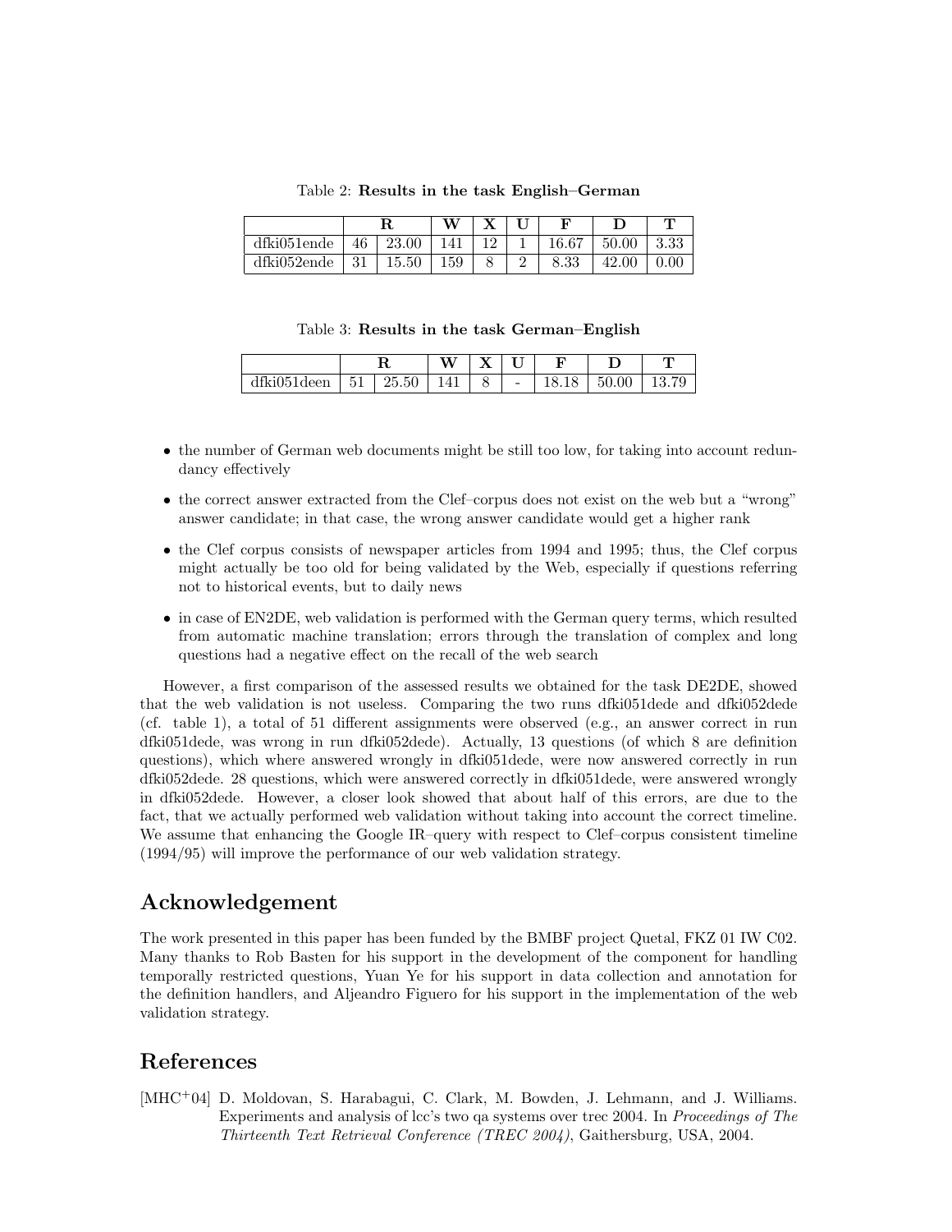Table 2: **Results in the task English–German**

| | **R** | | **W** | **X** | **U** | **F** | **D** | **T** |
|---|---|---|---|---|---|---|---|---|
| dfki051ende | 46 | 23.00 | 141 | 12 | 1 | 16.67 | 50.00 | 3.33 |
| dfki052ende | 31 | 15.50 | 159 | 8 | 2 | 8.33 | 42.00 | 0.00 |

Table 3: **Results in the task German–English**

| | **R** | | **W** | **X** | **U** | **F** | **D** | **T** |
|---|---|---|---|---|---|---|---|---|
| dfki051deen | 51 | 25.50 | 141 | 8 | - | 18.18 | 50.00 | 13.79 |

- the number of German web documents might be still too low, for taking into account redundancy effectively
- the correct answer extracted from the Clef–corpus does not exist on the web but a "wrong" answer candidate; in that case, the wrong answer candidate would get a higher rank
- the Clef corpus consists of newspaper articles from 1994 and 1995; thus, the Clef corpus might actually be too old for being validated by the Web, especially if questions referring not to historical events, but to daily news
- in case of EN2DE, web validation is performed with the German query terms, which resulted from automatic machine translation; errors through the translation of complex and long questions had a negative effect on the recall of the web search

However, a first comparison of the assessed results we obtained for the task DE2DE, showed that the web validation is not useless. Comparing the two runs dfki051dede and dfki052dede (cf. table 1), a total of 51 different assignments were observed (e.g., an answer correct in run dfki051dede, was wrong in run dfki052dede). Actually, 13 questions (of which 8 are definition questions), which where answered wrongly in dfki051dede, were now answered correctly in run dfki052dede. 28 questions, which were answered correctly in dfki051dede, were answered wrongly in dfki052dede. However, a closer look showed that about half of this errors, are due to the fact, that we actually performed web validation without taking into account the correct timeline. We assume that enhancing the Google IR–query with respect to Clef–corpus consistent timeline (1994/95) will improve the performance of our web validation strategy.

## Acknowledgement

The work presented in this paper has been funded by the BMBF project Quetal, FKZ 01 IW C02. Many thanks to Rob Basten for his support in the development of the component for handling temporally restricted questions, Yuan Ye for his support in data collection and annotation for the definition handlers, and Aljeandro Figuero for his support in the implementation of the web validation strategy.

## References

[MHC+04] D. Moldovan, S. Harabagui, C. Clark, M. Bowden, J. Lehmann, and J. Williams. Experiments and analysis of lcc's two qa systems over trec 2004. In *Proceedings of The Thirteenth Text Retrieval Conference (TREC 2004)*, Gaithersburg, USA, 2004.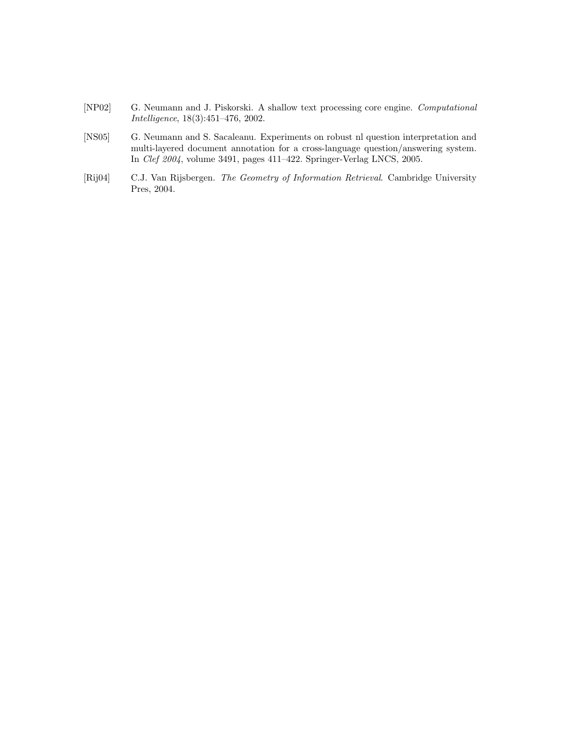[NP02] G. Neumann and J. Piskorski. A shallow text processing core engine. *Computational Intelligence*, 18(3):451–476, 2002.

[NS05] G. Neumann and S. Sacaleanu. Experiments on robust nl question interpretation and multi-layered document annotation for a cross-language question/answering system. In *Clef 2004*, volume 3491, pages 411–422. Springer-Verlag LNCS, 2005.

[Rij04] C.J. Van Rijsbergen. *The Geometry of Information Retrieval*. Cambridge University Pres, 2004.